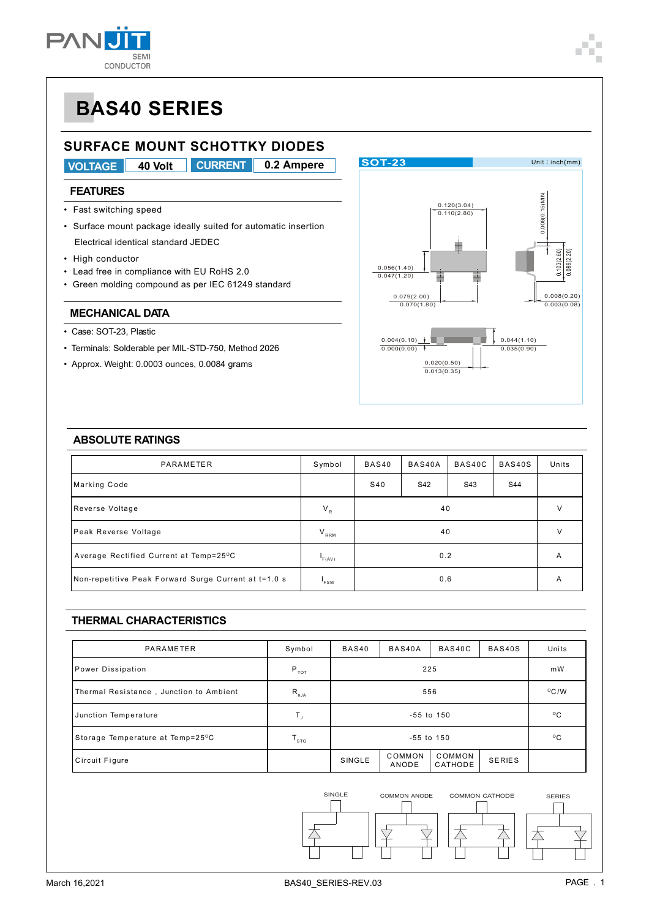# BAS40 SERIES

## SURFACE MOUNT SCHOTTKY DIODES

**VOLTAGE** 40 Volt **CURRENT** 0.2 Ampere

### FEATURES

- Fast switching speed
- Surface mount package ideally suited for automatic insertion
  Electrical identical standard JEDEC
- High conductor
- Lead free in compliance with EU RoHS 2.0
- Green molding compound as per IEC 61249 standard

### MECHANICAL DATA

- Case: SOT-23, Plastic
- Terminals: Solderable per MIL-STD-750, Method 2026
- Approx. Weight: 0.0003 ounces, 0.0084 grams

SOT-23 Unit : inch(mm)

0.120(3.04)
0.110(2.80)
0.006(0.15)MIN.
0.056(1.40)
0.047(1.20)
0.103(2.60)
0.086(2.20)
0.079(2.00)
0.070(1.80)
0.008(0.20)
0.003(0.08)
0.004(0.10)
0.000(0.00)
0.044(1.10)
0.035(0.90)
0.020(0.50)
0.013(0.35)

### ABSOLUTE RATINGS

| PARAMETER | Symbol | BAS40 | BAS40A | BAS40C | BAS40S | Units |
|---|---|---|---|---|---|---|
| Marking Code | | S40 | S42 | S43 | S44 | |
| Reverse Voltage | $V_R$ | 40 | | | | V |
| Peak Reverse Voltage | $V_{RRM}$ | 40 | | | | V |
| Average Rectified Current at Temp=25°C | $I_{F(AV)}$ | 0.2 | | | | A |
| Non-repetitive Peak Forward Surge Current at t=1.0 s | $I_{FSM}$ | 0.6 | | | | A |

### THERMAL CHARACTERISTICS

| PARAMETER | Symbol | BAS40 | BAS40A | BAS40C | BAS40S | Units |
|---|---|---|---|---|---|---|
| Power Dissipation | $P_{TOT}$ | 225 | | | | mW |
| Thermal Resistance , Junction to Ambient | $R_{\theta JA}$ | 556 | | | | °C/W |
| Junction Temperature | $T_J$ | -55 to 150 | | | | °C |
| Storage Temperature at Temp=25°C | $T_{STG}$ | -55 to 150 | | | | °C |
| Circuit Figure | | SINGLE | COMMON ANODE | COMMON CATHODE | SERIES | |

SINGLE COMMON ANODE COMMON CATHODE SERIES

March 16,2021 BAS40_SERIES-REV.03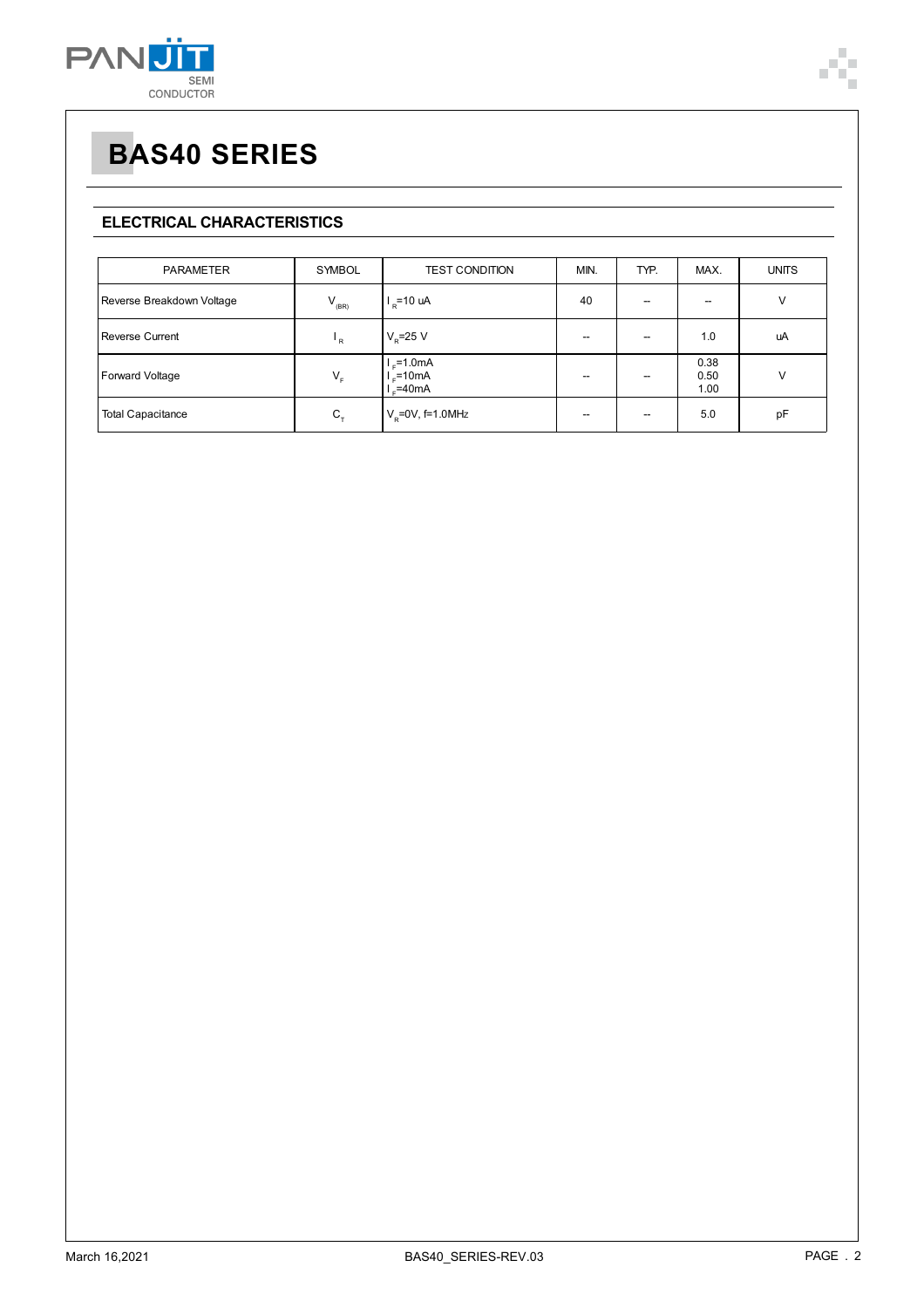# BAS40 SERIES

## ELECTRICAL CHARACTERISTICS

| PARAMETER | SYMBOL | TEST CONDITION | MIN. | TYP. | MAX. | UNITS |
|---|---|---|---|---|---|---|
| Reverse Breakdown Voltage | $V_{(BR)}$ | $I_R$=10 uA | 40 | -- | -- | V |
| Reverse Current | $I_R$ | $V_R$=25 V | -- | -- | 1.0 | uA |
| Forward Voltage | $V_F$ | $I_F$=1.0mA<br>$I_F$=10mA<br>$I_F$=40mA | -- | -- | 0.38<br>0.50<br>1.00 | V |
| Total Capacitance | $C_T$ | $V_R$=0V, f=1.0MHz | -- | -- | 5.0 | pF |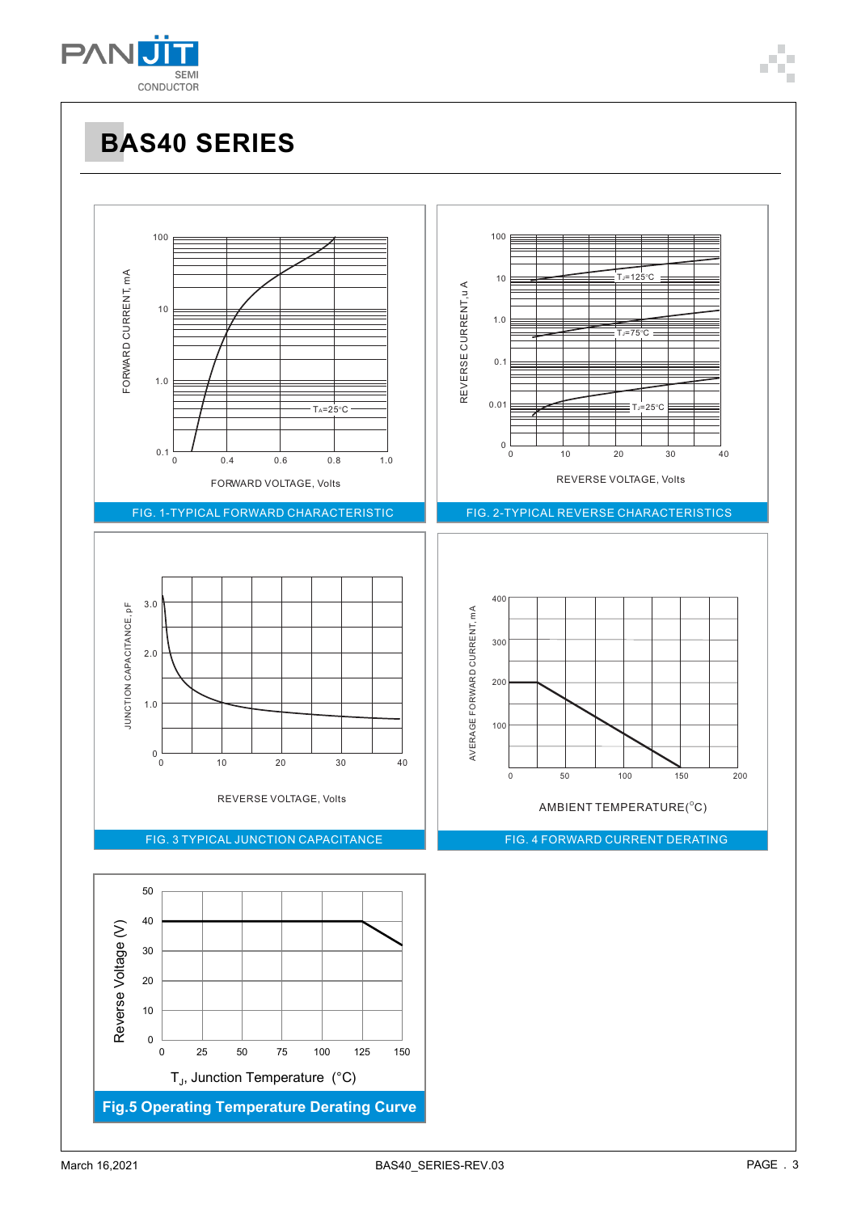# BAS40 SERIES

FIG. 1-TYPICAL FORWARD CHARACTERISTIC

FIG. 2-TYPICAL REVERSE CHARACTERISTICS

FIG. 3 TYPICAL JUNCTION CAPACITANCE

FIG. 4 FORWARD CURRENT DERATING

**Fig.5 Operating Temperature Derating Curve**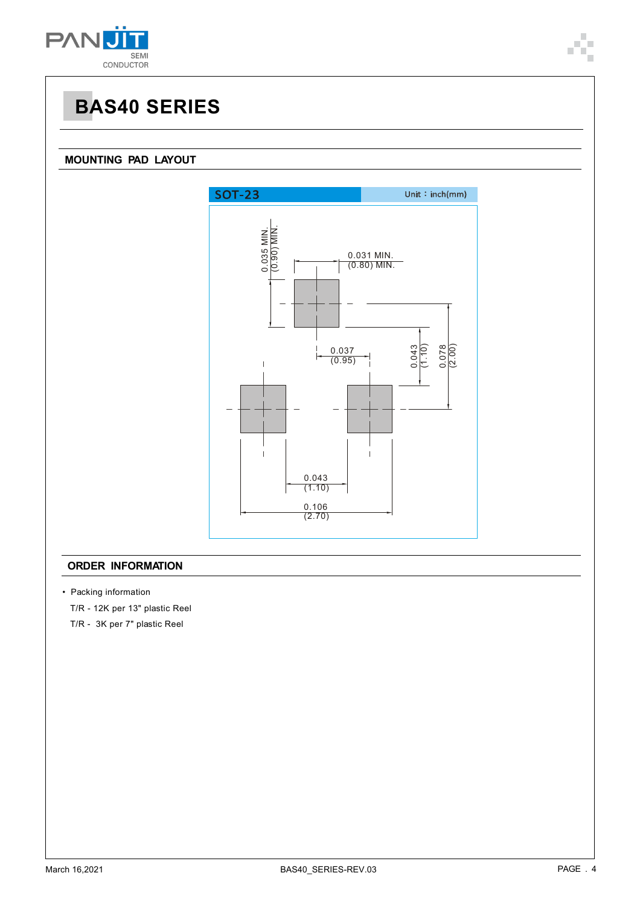# BAS40 SERIES

## MOUNTING PAD LAYOUT

SOT-23 Unit：inch(mm)

0.035 MIN. (0.90) MIN.

0.031 MIN. (0.80) MIN.

0.037 (0.95)

0.043 (1.10)

0.078 (2.00)

0.043 (1.10)

0.106 (2.70)

## ORDER INFORMATION

- Packing information

  T/R - 12K per 13" plastic Reel

  T/R - 3K per 7" plastic Reel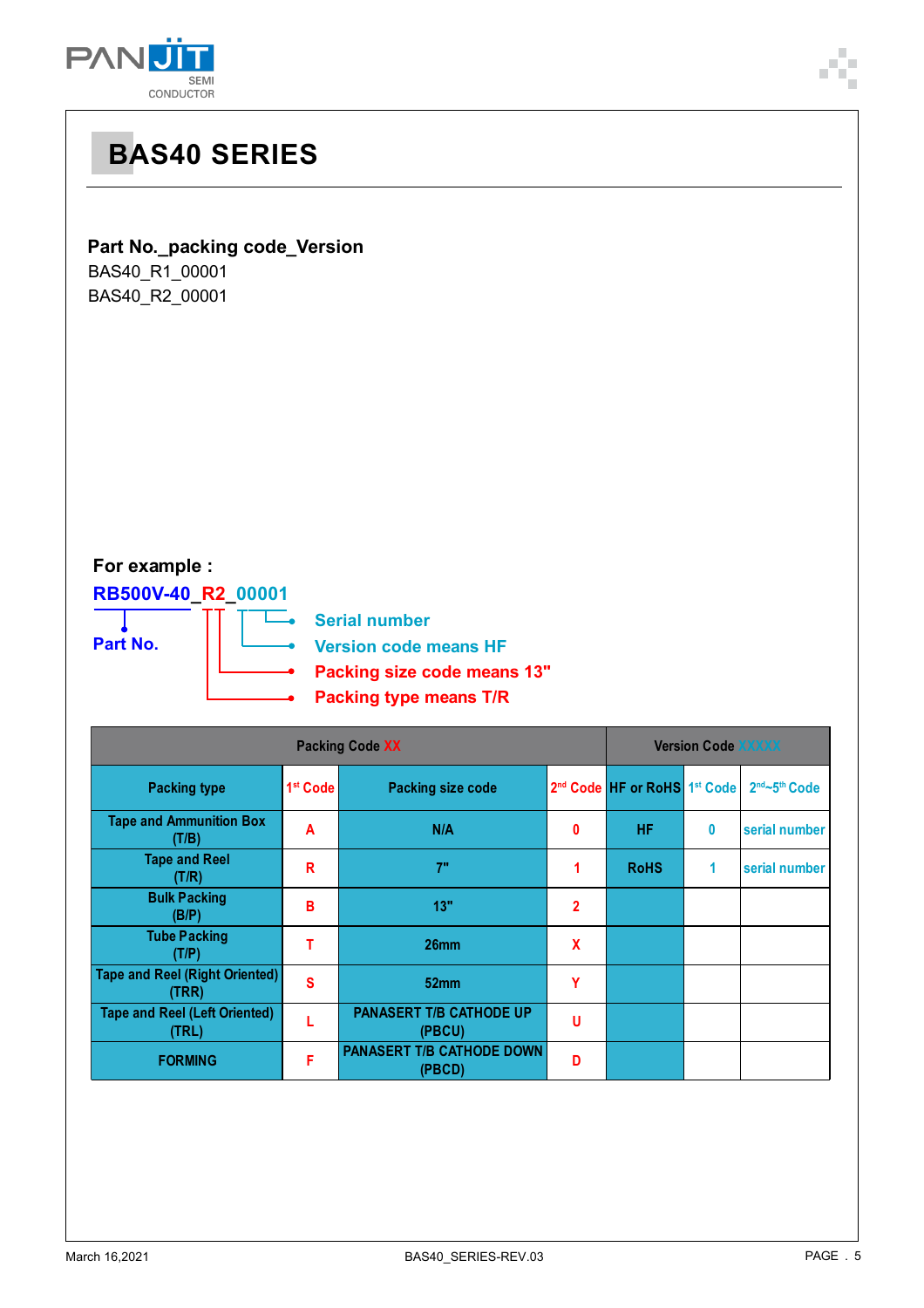# BAS40 SERIES

**Part No._packing code_Version**

BAS40_R1_00001

BAS40_R2_00001

**For example :**

**RB500V-40_R2_00001**

- **Part No.**
- **Serial number**
- **Version code means HF**
- **Packing size code means 13"**
- **Packing type means T/R**

| Packing Code XX | | | | Version Code XXXXX | | |
|---|---|---|---|---|---|---|
| Packing type | 1st Code | Packing size code | 2nd Code | HF or RoHS | 1st Code | 2nd~5th Code |
| Tape and Ammunition Box (T/B) | A | N/A | 0 | HF | 0 | serial number |
| Tape and Reel (T/R) | R | 7" | 1 | RoHS | 1 | serial number |
| Bulk Packing (B/P) | B | 13" | 2 | | | |
| Tube Packing (T/P) | T | 26mm | X | | | |
| Tape and Reel (Right Oriented) (TRR) | S | 52mm | Y | | | |
| Tape and Reel (Left Oriented) (TRL) | L | PANASERT T/B CATHODE UP (PBCU) | U | | | |
| FORMING | F | PANASERT T/B CATHODE DOWN (PBCD) | D | | | |

March 16,2021 BAS40_SERIES-REV.03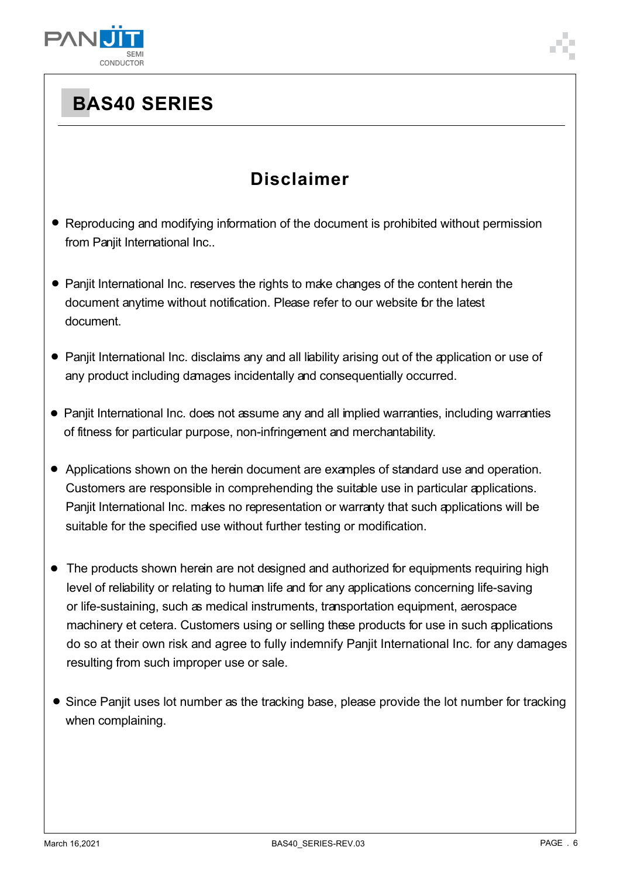# BAS40 SERIES

## Disclaimer

- Reproducing and modifying information of the document is prohibited without permission from Panjit International Inc..

- Panjit International Inc. reserves the rights to make changes of the content herein the document anytime without notification. Please refer to our website for the latest document.

- Panjit International Inc. disclaims any and all liability arising out of the application or use of any product including damages incidentally and consequentially occurred.

- Panjit International Inc. does not assume any and all implied warranties, including warranties of fitness for particular purpose, non-infringement and merchantability.

- Applications shown on the herein document are examples of standard use and operation. Customers are responsible in comprehending the suitable use in particular applications. Panjit International Inc. makes no representation or warranty that such applications will be suitable for the specified use without further testing or modification.

- The products shown herein are not designed and authorized for equipments requiring high level of reliability or relating to human life and for any applications concerning life-saving or life-sustaining, such as medical instruments, transportation equipment, aerospace machinery et cetera. Customers using or selling these products for use in such applications do so at their own risk and agree to fully indemnify Panjit International Inc. for any damages resulting from such improper use or sale.

- Since Panjit uses lot number as the tracking base, please provide the lot number for tracking when complaining.